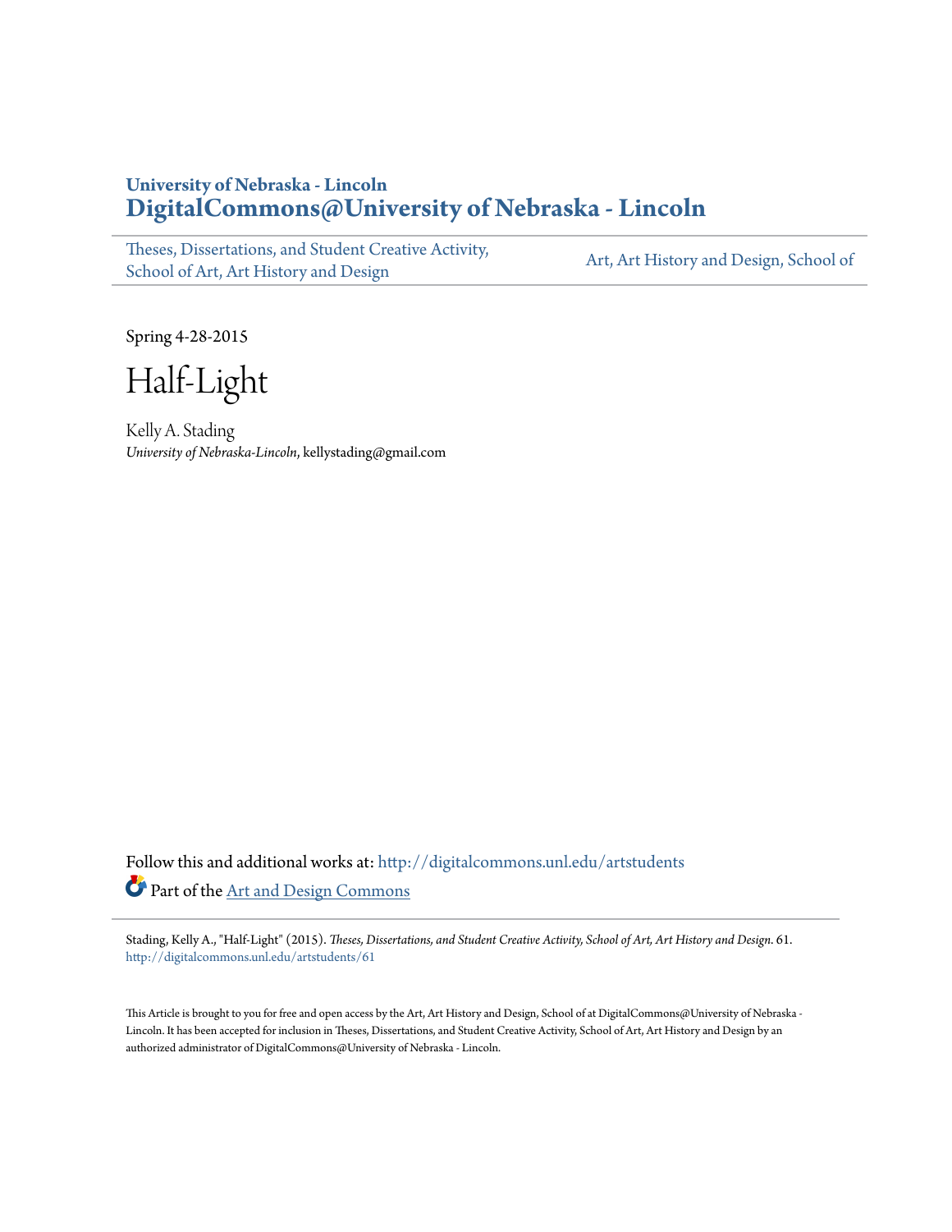**University of Nebraska - Lincoln**
**DigitalCommons@University of Nebraska - Lincoln**

Theses, Dissertations, and Student Creative Activity, School of Art, Art History and Design | Art, Art History and Design, School of

Spring 4-28-2015

# Half-Light

Kelly A. Stading
*University of Nebraska-Lincoln*, kellystading@gmail.com

Follow this and additional works at: http://digitalcommons.unl.edu/artstudents

Part of the Art and Design Commons

Stading, Kelly A., "Half-Light" (2015). *Theses, Dissertations, and Student Creative Activity, School of Art, Art History and Design*. 61.
http://digitalcommons.unl.edu/artstudents/61

This Article is brought to you for free and open access by the Art, Art History and Design, School of at DigitalCommons@University of Nebraska - Lincoln. It has been accepted for inclusion in Theses, Dissertations, and Student Creative Activity, School of Art, Art History and Design by an authorized administrator of DigitalCommons@University of Nebraska - Lincoln.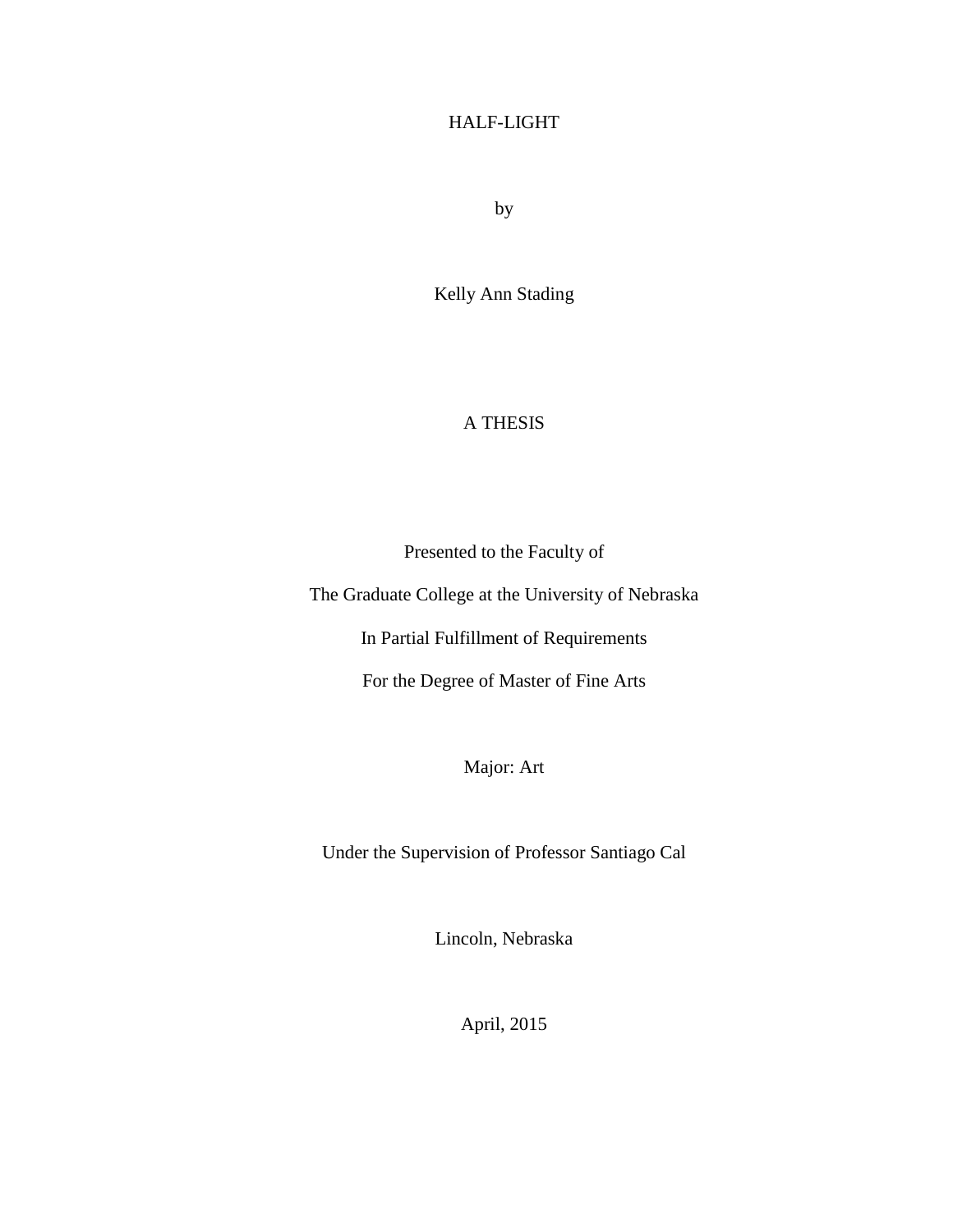# HALF-LIGHT

by

Kelly Ann Stading

A THESIS

Presented to the Faculty of

The Graduate College at the University of Nebraska

In Partial Fulfillment of Requirements

For the Degree of Master of Fine Arts

Major: Art

Under the Supervision of Professor Santiago Cal

Lincoln, Nebraska

April, 2015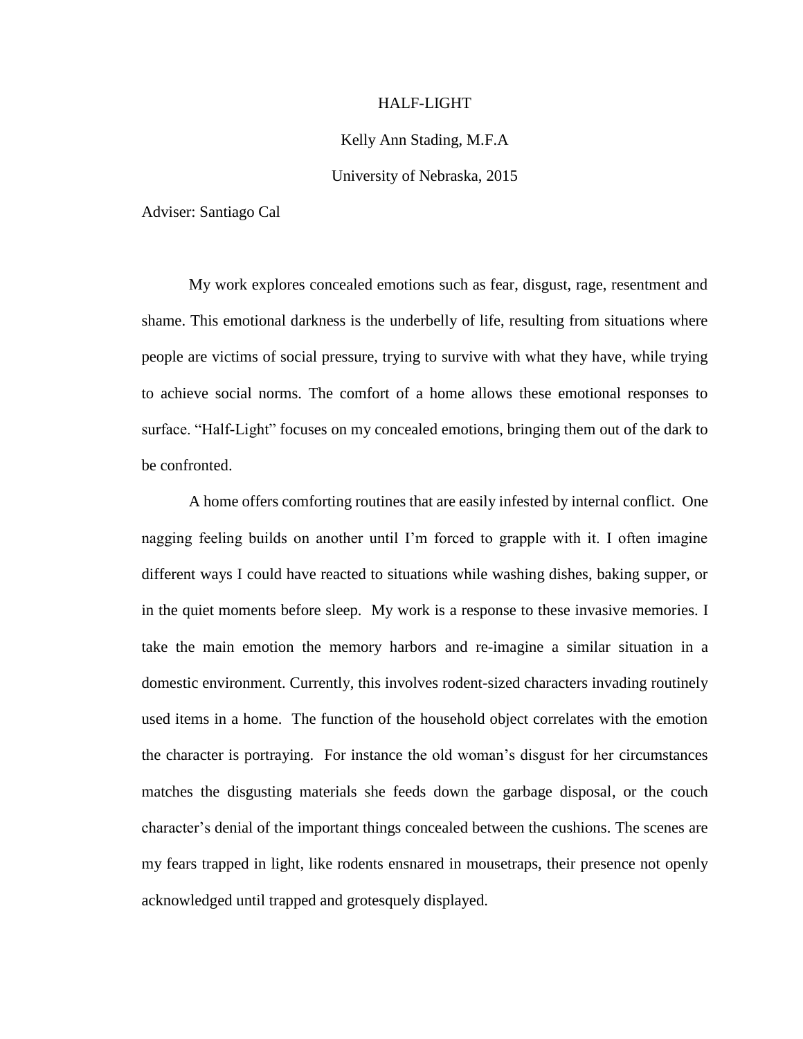# HALF-LIGHT

Kelly Ann Stading, M.F.A

University of Nebraska, 2015

Adviser: Santiago Cal

My work explores concealed emotions such as fear, disgust, rage, resentment and shame. This emotional darkness is the underbelly of life, resulting from situations where people are victims of social pressure, trying to survive with what they have, while trying to achieve social norms. The comfort of a home allows these emotional responses to surface. "Half-Light" focuses on my concealed emotions, bringing them out of the dark to be confronted.

A home offers comforting routines that are easily infested by internal conflict. One nagging feeling builds on another until I'm forced to grapple with it. I often imagine different ways I could have reacted to situations while washing dishes, baking supper, or in the quiet moments before sleep. My work is a response to these invasive memories. I take the main emotion the memory harbors and re-imagine a similar situation in a domestic environment. Currently, this involves rodent-sized characters invading routinely used items in a home. The function of the household object correlates with the emotion the character is portraying. For instance the old woman's disgust for her circumstances matches the disgusting materials she feeds down the garbage disposal, or the couch character's denial of the important things concealed between the cushions. The scenes are my fears trapped in light, like rodents ensnared in mousetraps, their presence not openly acknowledged until trapped and grotesquely displayed.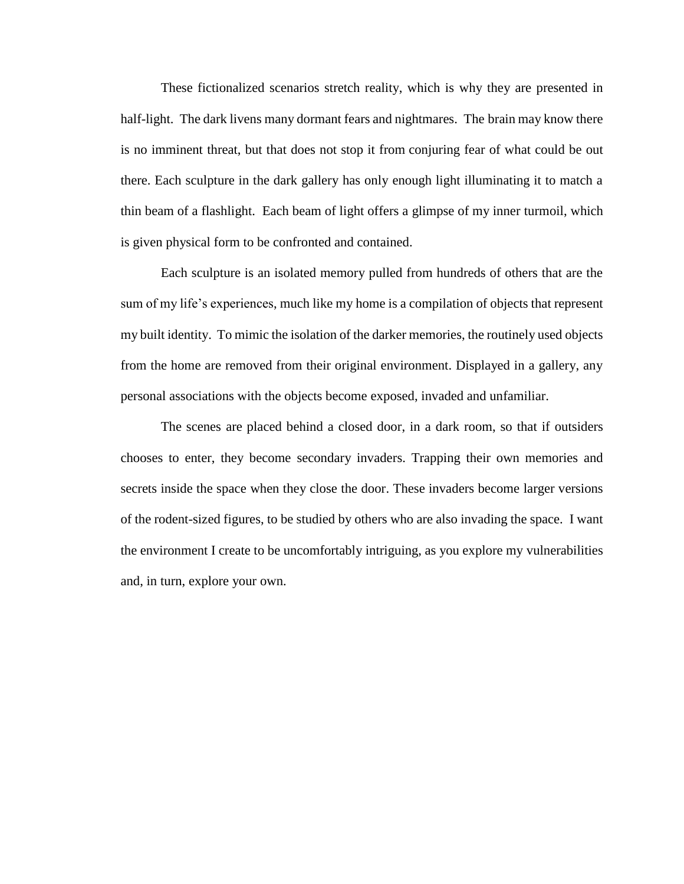These fictionalized scenarios stretch reality, which is why they are presented in half-light. The dark livens many dormant fears and nightmares. The brain may know there is no imminent threat, but that does not stop it from conjuring fear of what could be out there. Each sculpture in the dark gallery has only enough light illuminating it to match a thin beam of a flashlight. Each beam of light offers a glimpse of my inner turmoil, which is given physical form to be confronted and contained.

Each sculpture is an isolated memory pulled from hundreds of others that are the sum of my life's experiences, much like my home is a compilation of objects that represent my built identity. To mimic the isolation of the darker memories, the routinely used objects from the home are removed from their original environment. Displayed in a gallery, any personal associations with the objects become exposed, invaded and unfamiliar.

The scenes are placed behind a closed door, in a dark room, so that if outsiders chooses to enter, they become secondary invaders. Trapping their own memories and secrets inside the space when they close the door. These invaders become larger versions of the rodent-sized figures, to be studied by others who are also invading the space. I want the environment I create to be uncomfortably intriguing, as you explore my vulnerabilities and, in turn, explore your own.